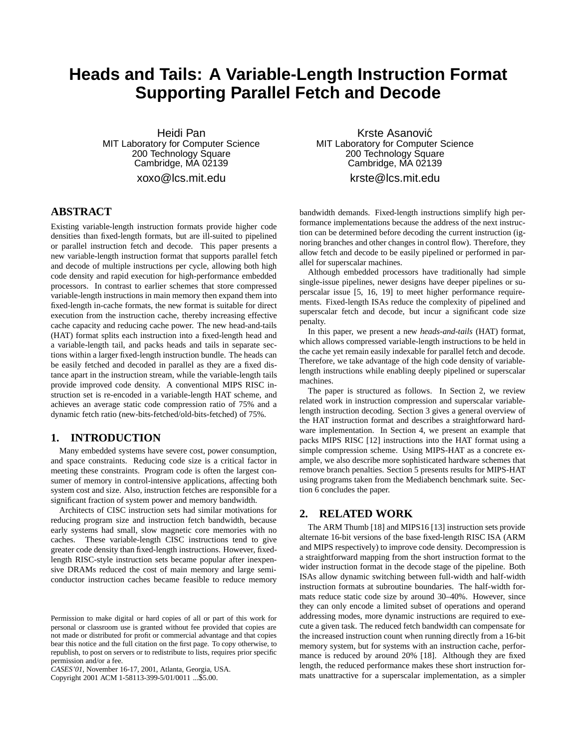# Heads and Tails: A Variable-Length Instruction Format Supporting Parallel Fetch and Decode

Heidi Pan
MIT Laboratory for Computer Science
200 Technology Square
Cambridge, MA 02139
xoxo@lcs.mit.edu

Krste Asanović
MIT Laboratory for Computer Science
200 Technology Square
Cambridge, MA 02139
krste@lcs.mit.edu

## ABSTRACT

Existing variable-length instruction formats provide higher code densities than fixed-length formats, but are ill-suited to pipelined or parallel instruction fetch and decode. This paper presents a new variable-length instruction format that supports parallel fetch and decode of multiple instructions per cycle, allowing both high code density and rapid execution for high-performance embedded processors. In contrast to earlier schemes that store compressed variable-length instructions in main memory then expand them into fixed-length in-cache formats, the new format is suitable for direct execution from the instruction cache, thereby increasing effective cache capacity and reducing cache power. The new head-and-tails (HAT) format splits each instruction into a fixed-length head and a variable-length tail, and packs heads and tails in separate sections within a larger fixed-length instruction bundle. The heads can be easily fetched and decoded in parallel as they are a fixed distance apart in the instruction stream, while the variable-length tails provide improved code density. A conventional MIPS RISC instruction set is re-encoded in a variable-length HAT scheme, and achieves an average static code compression ratio of 75% and a dynamic fetch ratio (new-bits-fetched/old-bits-fetched) of 75%.

## 1. INTRODUCTION

Many embedded systems have severe cost, power consumption, and space constraints. Reducing code size is a critical factor in meeting these constraints. Program code is often the largest consumer of memory in control-intensive applications, affecting both system cost and size. Also, instruction fetches are responsible for a significant fraction of system power and memory bandwidth.

Architects of CISC instruction sets had similar motivations for reducing program size and instruction fetch bandwidth, because early systems had small, slow magnetic core memories with no caches. These variable-length CISC instructions tend to give greater code density than fixed-length instructions. However, fixed-length RISC-style instruction sets became popular after inexpensive DRAMs reduced the cost of main memory and large semiconductor instruction caches became feasible to reduce memory bandwidth demands. Fixed-length instructions simplify high performance implementations because the address of the next instruction can be determined before decoding the current instruction (ignoring branches and other changes in control flow). Therefore, they allow fetch and decode to be easily pipelined or performed in parallel for superscalar machines.

Although embedded processors have traditionally had simple single-issue pipelines, newer designs have deeper pipelines or superscalar issue [5, 16, 19] to meet higher performance requirements. Fixed-length ISAs reduce the complexity of pipelined and superscalar fetch and decode, but incur a significant code size penalty.

In this paper, we present a new *heads-and-tails* (HAT) format, which allows compressed variable-length instructions to be held in the cache yet remain easily indexable for parallel fetch and decode. Therefore, we take advantage of the high code density of variable-length instructions while enabling deeply pipelined or superscalar machines.

The paper is structured as follows. In Section 2, we review related work in instruction compression and superscalar variable-length instruction decoding. Section 3 gives a general overview of the HAT instruction format and describes a straightforward hardware implementation. In Section 4, we present an example that packs MIPS RISC [12] instructions into the HAT format using a simple compression scheme. Using MIPS-HAT as a concrete example, we also describe more sophisticated hardware schemes that remove branch penalties. Section 5 presents results for MIPS-HAT using programs taken from the Mediabench benchmark suite. Section 6 concludes the paper.

## 2. RELATED WORK

The ARM Thumb [18] and MIPS16 [13] instruction sets provide alternate 16-bit versions of the base fixed-length RISC ISA (ARM and MIPS respectively) to improve code density. Decompression is a straightforward mapping from the short instruction format to the wider instruction format in the decode stage of the pipeline. Both ISAs allow dynamic switching between full-width and half-width instruction formats at subroutine boundaries. The half-width formats reduce static code size by around 30–40%. However, since they can only encode a limited subset of operations and operand addressing modes, more dynamic instructions are required to execute a given task. The reduced fetch bandwidth can compensate for the increased instruction count when running directly from a 16-bit memory system, but for systems with an instruction cache, performance is reduced by around 20% [18]. Although they are fixed length, the reduced performance makes these short instruction formats unattractive for a superscalar implementation, as a simpler

Permission to make digital or hard copies of all or part of this work for personal or classroom use is granted without fee provided that copies are not made or distributed for profit or commercial advantage and that copies bear this notice and the full citation on the first page. To copy otherwise, to republish, to post on servers or to redistribute to lists, requires prior specific permission and/or a fee.
*CASES'01*, November 16-17, 2001, Atlanta, Georgia, USA.
Copyright 2001 ACM 1-58113-399-5/01/0011 ...$5.00.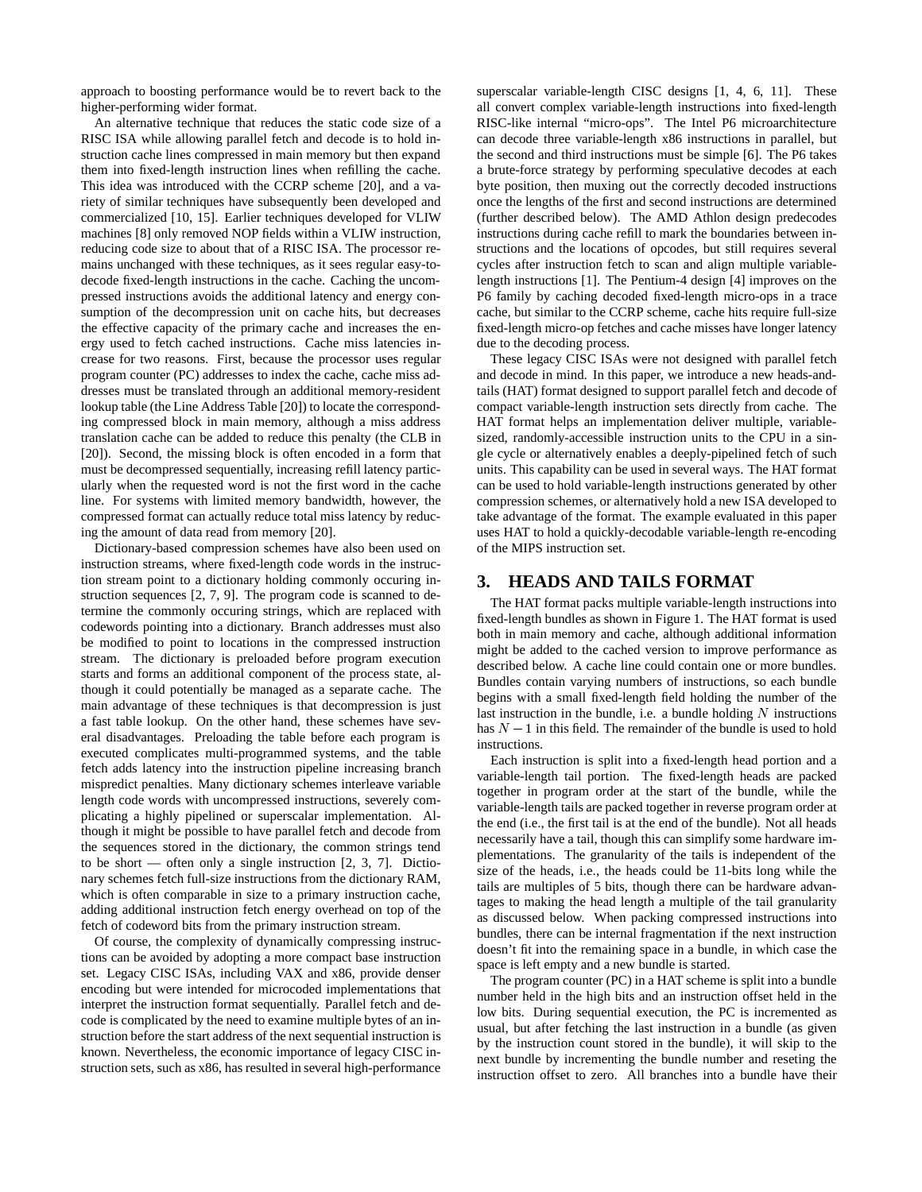approach to boosting performance would be to revert back to the higher-performing wider format.

An alternative technique that reduces the static code size of a RISC ISA while allowing parallel fetch and decode is to hold instruction cache lines compressed in main memory but then expand them into fixed-length instruction lines when refilling the cache. This idea was introduced with the CCRP scheme [20], and a variety of similar techniques have subsequently been developed and commercialized [10, 15]. Earlier techniques developed for VLIW machines [8] only removed NOP fields within a VLIW instruction, reducing code size to about that of a RISC ISA. The processor remains unchanged with these techniques, as it sees regular easy-to-decode fixed-length instructions in the cache. Caching the uncompressed instructions avoids the additional latency and energy consumption of the decompression unit on cache hits, but decreases the effective capacity of the primary cache and increases the energy used to fetch cached instructions. Cache miss latencies increase for two reasons. First, because the processor uses regular program counter (PC) addresses to index the cache, cache miss addresses must be translated through an additional memory-resident lookup table (the Line Address Table [20]) to locate the corresponding compressed block in main memory, although a miss address translation cache can be added to reduce this penalty (the CLB in [20]). Second, the missing block is often encoded in a form that must be decompressed sequentially, increasing refill latency particularly when the requested word is not the first word in the cache line. For systems with limited memory bandwidth, however, the compressed format can actually reduce total miss latency by reducing the amount of data read from memory [20].

Dictionary-based compression schemes have also been used on instruction streams, where fixed-length code words in the instruction stream point to a dictionary holding commonly occuring instruction sequences [2, 7, 9]. The program code is scanned to determine the commonly occuring strings, which are replaced with codewords pointing into a dictionary. Branch addresses must also be modified to point to locations in the compressed instruction stream. The dictionary is preloaded before program execution starts and forms an additional component of the process state, although it could potentially be managed as a separate cache. The main advantage of these techniques is that decompression is just a fast table lookup. On the other hand, these schemes have several disadvantages. Preloading the table before each program is executed complicates multi-programmed systems, and the table fetch adds latency into the instruction pipeline increasing branch mispredict penalties. Many dictionary schemes interleave variable length code words with uncompressed instructions, severely complicating a highly pipelined or superscalar implementation. Although it might be possible to have parallel fetch and decode from the sequences stored in the dictionary, the common strings tend to be short — often only a single instruction [2, 3, 7]. Dictionary schemes fetch full-size instructions from the dictionary RAM, which is often comparable in size to a primary instruction cache, adding additional instruction fetch energy overhead on top of the fetch of codeword bits from the primary instruction stream.

Of course, the complexity of dynamically compressing instructions can be avoided by adopting a more compact base instruction set. Legacy CISC ISAs, including VAX and x86, provide denser encoding but were intended for microcoded implementations that interpret the instruction format sequentially. Parallel fetch and decode is complicated by the need to examine multiple bytes of an instruction before the start address of the next sequential instruction is known. Nevertheless, the economic importance of legacy CISC instruction sets, such as x86, has resulted in several high-performance superscalar variable-length CISC designs [1, 4, 6, 11]. These all convert complex variable-length instructions into fixed-length RISC-like internal "micro-ops". The Intel P6 microarchitecture can decode three variable-length x86 instructions in parallel, but the second and third instructions must be simple [6]. The P6 takes a brute-force strategy by performing speculative decodes at each byte position, then muxing out the correctly decoded instructions once the lengths of the first and second instructions are determined (further described below). The AMD Athlon design predecodes instructions during cache refill to mark the boundaries between instructions and the locations of opcodes, but still requires several cycles after instruction fetch to scan and align multiple variable-length instructions [1]. The Pentium-4 design [4] improves on the P6 family by caching decoded fixed-length micro-ops in a trace cache, but similar to the CCRP scheme, cache hits require full-size fixed-length micro-op fetches and cache misses have longer latency due to the decoding process.

These legacy CISC ISAs were not designed with parallel fetch and decode in mind. In this paper, we introduce a new heads-and-tails (HAT) format designed to support parallel fetch and decode of compact variable-length instruction sets directly from cache. The HAT format helps an implementation deliver multiple, variable-sized, randomly-accessible instruction units to the CPU in a single cycle or alternatively enables a deeply-pipelined fetch of such units. This capability can be used in several ways. The HAT format can be used to hold variable-length instructions generated by other compression schemes, or alternatively hold a new ISA developed to take advantage of the format. The example evaluated in this paper uses HAT to hold a quickly-decodable variable-length re-encoding of the MIPS instruction set.

## 3. HEADS AND TAILS FORMAT

The HAT format packs multiple variable-length instructions into fixed-length bundles as shown in Figure 1. The HAT format is used both in main memory and cache, although additional information might be added to the cached version to improve performance as described below. A cache line could contain one or more bundles. Bundles contain varying numbers of instructions, so each bundle begins with a small fixed-length field holding the number of the last instruction in the bundle, i.e. a bundle holding $N$ instructions has $N-1$ in this field. The remainder of the bundle is used to hold instructions.

Each instruction is split into a fixed-length head portion and a variable-length tail portion. The fixed-length heads are packed together in program order at the start of the bundle, while the variable-length tails are packed together in reverse program order at the end (i.e., the first tail is at the end of the bundle). Not all heads necessarily have a tail, though this can simplify some hardware implementations. The granularity of the tails is independent of the size of the heads, i.e., the heads could be 11-bits long while the tails are multiples of 5 bits, though there can be hardware advantages to making the head length a multiple of the tail granularity as discussed below. When packing compressed instructions into bundles, there can be internal fragmentation if the next instruction doesn't fit into the remaining space in a bundle, in which case the space is left empty and a new bundle is started.

The program counter (PC) in a HAT scheme is split into a bundle number held in the high bits and an instruction offset held in the low bits. During sequential execution, the PC is incremented as usual, but after fetching the last instruction in a bundle (as given by the instruction count stored in the bundle), it will skip to the next bundle by incrementing the bundle number and reseting the instruction offset to zero. All branches into a bundle have their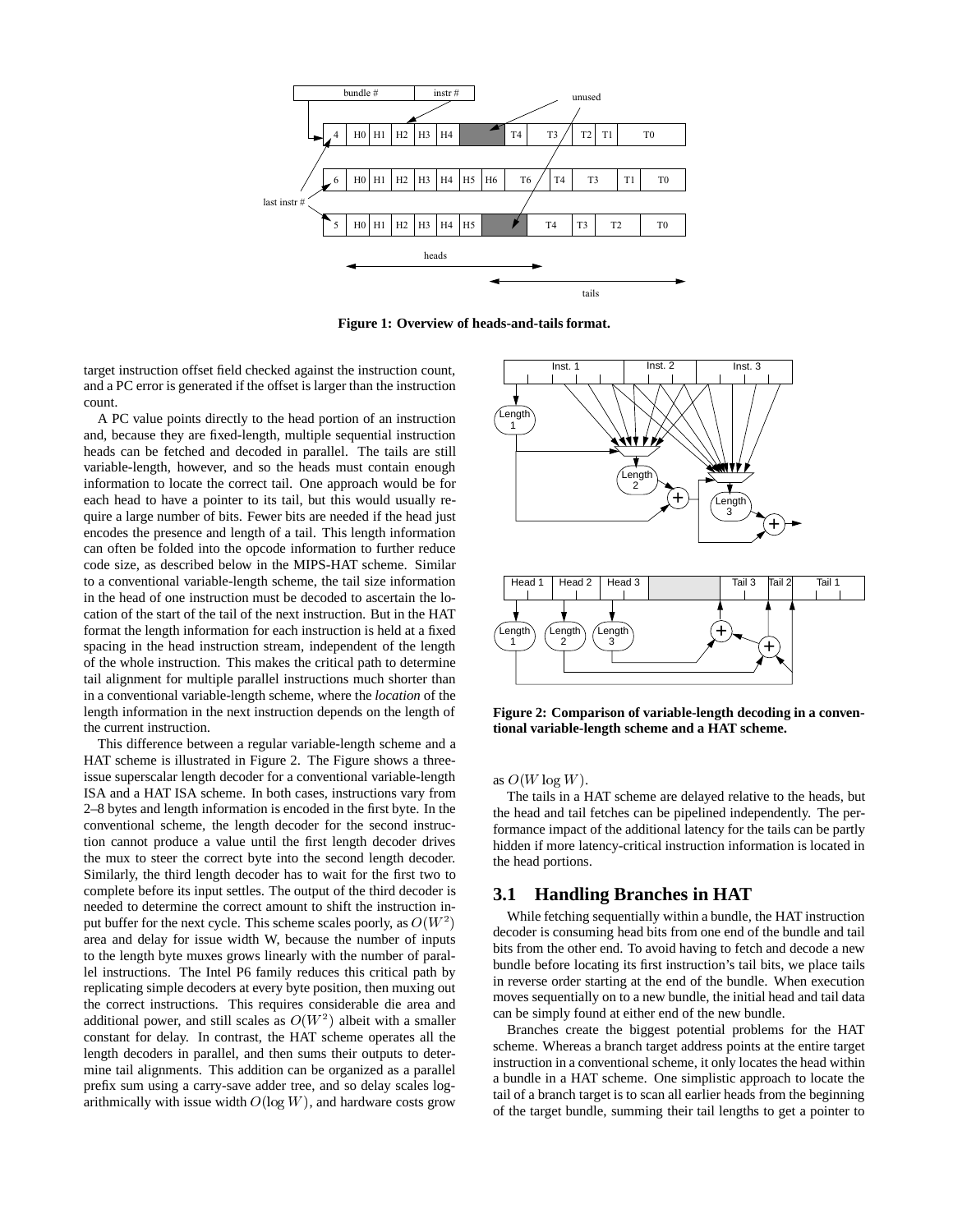bundle #

instr #

unused

4 H0 H1 H2 H3 H4 T4 T3 T2 T1 T0

6 H0 H1 H2 H3 H4 H5 H6 T6 T4 T3 T1 T0

last instr #

5 H0 H1 H2 H3 H4 H5 T4 T3 T2 T0

heads

tails

**Figure 1: Overview of heads-and-tails format.**

target instruction offset field checked against the instruction count, and a PC error is generated if the offset is larger than the instruction count.

A PC value points directly to the head portion of an instruction and, because they are fixed-length, multiple sequential instruction heads can be fetched and decoded in parallel. The tails are still variable-length, however, and so the heads must contain enough information to locate the correct tail. One approach would be for each head to have a pointer to its tail, but this would usually require a large number of bits. Fewer bits are needed if the head just encodes the presence and length of a tail. This length information can often be folded into the opcode information to further reduce code size, as described below in the MIPS-HAT scheme. Similar to a conventional variable-length scheme, the tail size information in the head of one instruction must be decoded to ascertain the location of the start of the tail of the next instruction. But in the HAT format the length information for each instruction is held at a fixed spacing in the head instruction stream, independent of the length of the whole instruction. This makes the critical path to determine tail alignment for multiple parallel instructions much shorter than in a conventional variable-length scheme, where the *location* of the length information in the next instruction depends on the length of the current instruction.

This difference between a regular variable-length scheme and a HAT scheme is illustrated in Figure 2. The Figure shows a three-issue superscalar length decoder for a conventional variable-length ISA and a HAT ISA scheme. In both cases, instructions vary from 2–8 bytes and length information is encoded in the first byte. In the conventional scheme, the length decoder for the second instruction cannot produce a value until the first length decoder drives the mux to steer the correct byte into the second length decoder. Similarly, the third length decoder has to wait for the first two to complete before its input settles. The output of the third decoder is needed to determine the correct amount to shift the instruction input buffer for the next cycle. This scheme scales poorly, as $O(W^2)$ area and delay for issue width W, because the number of inputs to the length byte muxes grows linearly with the number of parallel instructions. The Intel P6 family reduces this critical path by replicating simple decoders at every byte position, then muxing out the correct instructions. This requires considerable die area and additional power, and still scales as $O(W^2)$ albeit with a smaller constant for delay. In contrast, the HAT scheme operates all the length decoders in parallel, and then sums their outputs to determine tail alignments. This addition can be organized as a parallel prefix sum using a carry-save adder tree, and so delay scales logarithmically with issue width $O(\log W)$, and hardware costs grow as $O(W \log W)$.

Inst. 1 Inst. 2 Inst. 3

Length 1

Length 2

Length 3

Head 1 Head 2 Head 3 Tail 3 Tail 2 Tail 1

Length 1 Length 2 Length 3

**Figure 2: Comparison of variable-length decoding in a conventional variable-length scheme and a HAT scheme.**

The tails in a HAT scheme are delayed relative to the heads, but the head and tail fetches can be pipelined independently. The performance impact of the additional latency for the tails can be partly hidden if more latency-critical instruction information is located in the head portions.

## 3.1 Handling Branches in HAT

While fetching sequentially within a bundle, the HAT instruction decoder is consuming head bits from one end of the bundle and tail bits from the other end. To avoid having to fetch and decode a new bundle before locating its first instruction's tail bits, we place tails in reverse order starting at the end of the bundle. When execution moves sequentially on to a new bundle, the initial head and tail data can be simply found at either end of the new bundle.

Branches create the biggest potential problems for the HAT scheme. Whereas a branch target address points at the entire target instruction in a conventional scheme, it only locates the head within a bundle in a HAT scheme. One simplistic approach to locate the tail of a branch target is to scan all earlier heads from the beginning of the target bundle, summing their tail lengths to get a pointer to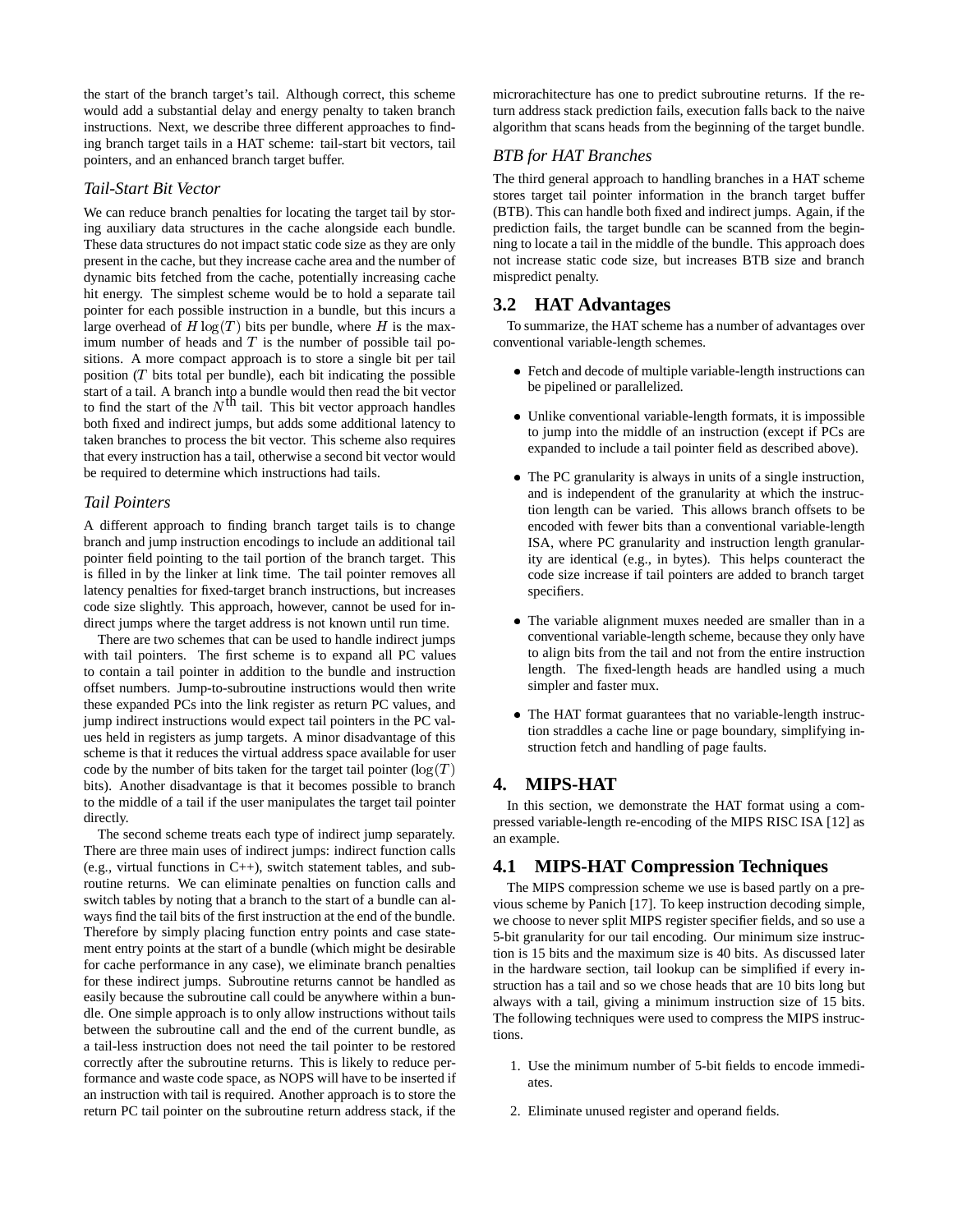the start of the branch target's tail. Although correct, this scheme would add a substantial delay and energy penalty to taken branch instructions. Next, we describe three different approaches to finding branch target tails in a HAT scheme: tail-start bit vectors, tail pointers, and an enhanced branch target buffer.

### *Tail-Start Bit Vector*

We can reduce branch penalties for locating the target tail by storing auxiliary data structures in the cache alongside each bundle. These data structures do not impact static code size as they are only present in the cache, but they increase cache area and the number of dynamic bits fetched from the cache, potentially increasing cache hit energy. The simplest scheme would be to hold a separate tail pointer for each possible instruction in a bundle, but this incurs a large overhead of $H \log(T)$ bits per bundle, where $H$ is the maximum number of heads and $T$ is the number of possible tail positions. A more compact approach is to store a single bit per tail position ($T$ bits total per bundle), each bit indicating the possible start of a tail. A branch into a bundle would then read the bit vector to find the start of the $N^{\text{th}}$ tail. This bit vector approach handles both fixed and indirect jumps, but adds some additional latency to taken branches to process the bit vector. This scheme also requires that every instruction has a tail, otherwise a second bit vector would be required to determine which instructions had tails.

### *Tail Pointers*

A different approach to finding branch target tails is to change branch and jump instruction encodings to include an additional tail pointer field pointing to the tail portion of the branch target. This is filled in by the linker at link time. The tail pointer removes all latency penalties for fixed-target branch instructions, but increases code size slightly. This approach, however, cannot be used for indirect jumps where the target address is not known until run time.

There are two schemes that can be used to handle indirect jumps with tail pointers. The first scheme is to expand all PC values to contain a tail pointer in addition to the bundle and instruction offset numbers. Jump-to-subroutine instructions would then write these expanded PCs into the link register as return PC values, and jump indirect instructions would expect tail pointers in the PC values held in registers as jump targets. A minor disadvantage of this scheme is that it reduces the virtual address space available for user code by the number of bits taken for the target tail pointer ($\log(T)$ bits). Another disadvantage is that it becomes possible to branch to the middle of a tail if the user manipulates the target tail pointer directly.

The second scheme treats each type of indirect jump separately. There are three main uses of indirect jumps: indirect function calls (e.g., virtual functions in C++), switch statement tables, and subroutine returns. We can eliminate penalties on function calls and switch tables by noting that a branch to the start of a bundle can always find the tail bits of the first instruction at the end of the bundle. Therefore by simply placing function entry points and case statement entry points at the start of a bundle (which might be desirable for cache performance in any case), we eliminate branch penalties for these indirect jumps. Subroutine returns cannot be handled as easily because the subroutine call could be anywhere within a bundle. One simple approach is to only allow instructions without tails between the subroutine call and the end of the current bundle, as a tail-less instruction does not need the tail pointer to be restored correctly after the subroutine returns. This is likely to reduce performance and waste code space, as NOPS will have to be inserted if an instruction with tail is required. Another approach is to store the return PC tail pointer on the subroutine return address stack, if the microrachitecture has one to predict subroutine returns. If the return address stack prediction fails, execution falls back to the naive algorithm that scans heads from the beginning of the target bundle.

### *BTB for HAT Branches*

The third general approach to handling branches in a HAT scheme stores target tail pointer information in the branch target buffer (BTB). This can handle both fixed and indirect jumps. Again, if the prediction fails, the target bundle can be scanned from the beginning to locate a tail in the middle of the bundle. This approach does not increase static code size, but increases BTB size and branch mispredict penalty.

## 3.2 HAT Advantages

To summarize, the HAT scheme has a number of advantages over conventional variable-length schemes.

- Fetch and decode of multiple variable-length instructions can be pipelined or parallelized.
- Unlike conventional variable-length formats, it is impossible to jump into the middle of an instruction (except if PCs are expanded to include a tail pointer field as described above).
- The PC granularity is always in units of a single instruction, and is independent of the granularity at which the instruction length can be varied. This allows branch offsets to be encoded with fewer bits than a conventional variable-length ISA, where PC granularity and instruction length granularity are identical (e.g., in bytes). This helps counteract the code size increase if tail pointers are added to branch target specifiers.
- The variable alignment muxes needed are smaller than in a conventional variable-length scheme, because they only have to align bits from the tail and not from the entire instruction length. The fixed-length heads are handled using a much simpler and faster mux.
- The HAT format guarantees that no variable-length instruction straddles a cache line or page boundary, simplifying instruction fetch and handling of page faults.

# 4. MIPS-HAT

In this section, we demonstrate the HAT format using a compressed variable-length re-encoding of the MIPS RISC ISA [12] as an example.

## 4.1 MIPS-HAT Compression Techniques

The MIPS compression scheme we use is based partly on a previous scheme by Panich [17]. To keep instruction decoding simple, we choose to never split MIPS register specifier fields, and so use a 5-bit granularity for our tail encoding. Our minimum size instruction is 15 bits and the maximum size is 40 bits. As discussed later in the hardware section, tail lookup can be simplified if every instruction has a tail and so we chose heads that are 10 bits long but always with a tail, giving a minimum instruction size of 15 bits. The following techniques were used to compress the MIPS instructions.

1. Use the minimum number of 5-bit fields to encode immediates.
2. Eliminate unused register and operand fields.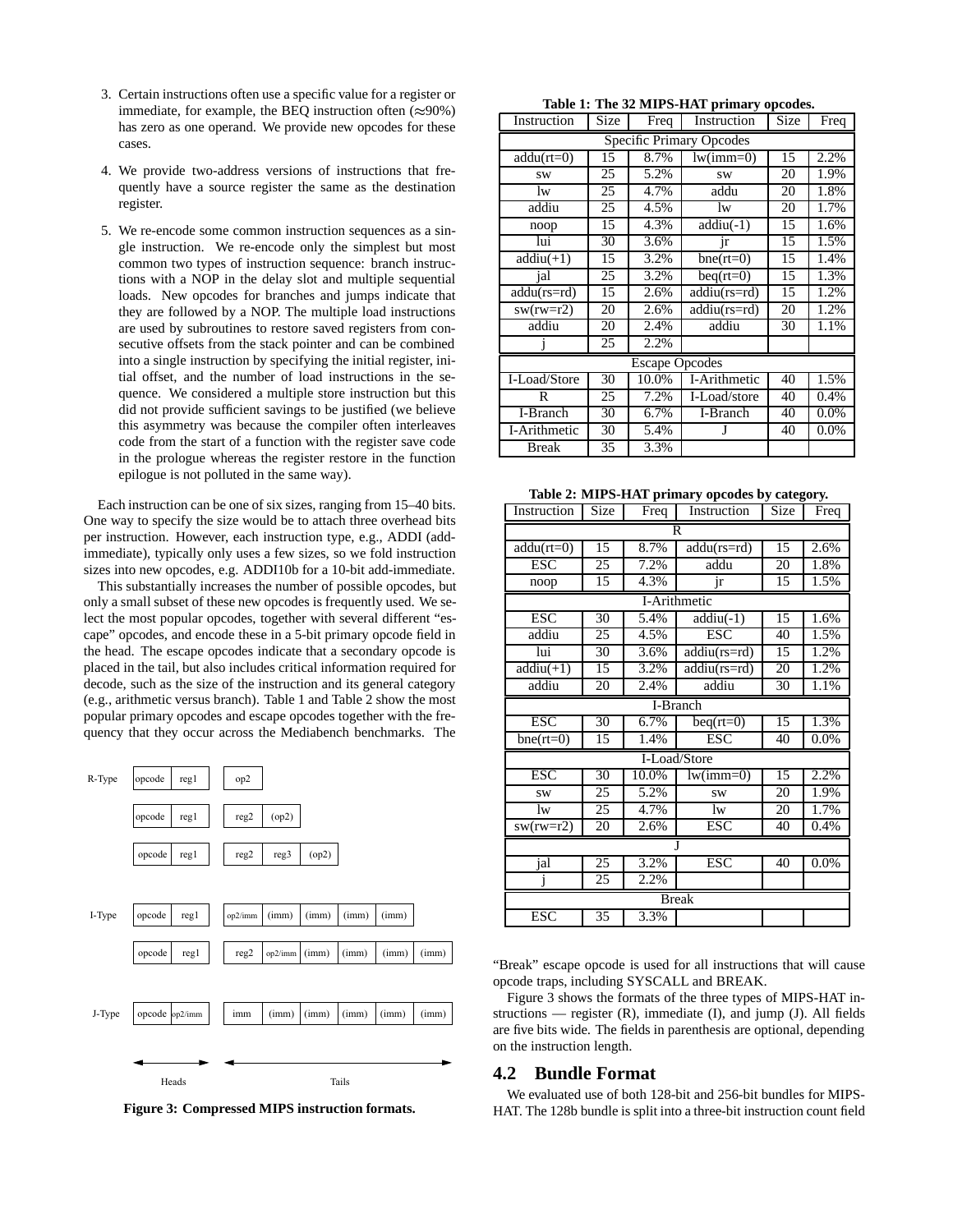3. Certain instructions often use a specific value for a register or immediate, for example, the BEQ instruction often (≈90%) has zero as one operand. We provide new opcodes for these cases.

4. We provide two-address versions of instructions that frequently have a source register the same as the destination register.

5. We re-encode some common instruction sequences as a single instruction. We re-encode only the simplest but most common two types of instruction sequence: branch instructions with a NOP in the delay slot and multiple sequential loads. New opcodes for branches and jumps indicate that they are followed by a NOP. The multiple load instructions are used by subroutines to restore saved registers from consecutive offsets from the stack pointer and can be combined into a single instruction by specifying the initial register, initial offset, and the number of load instructions in the sequence. We considered a multiple store instruction but this did not provide sufficient savings to be justified (we believe this asymmetry was because the compiler often interleaves code from the start of a function with the register save code in the prologue whereas the register restore in the function epilogue is not polluted in the same way).

Each instruction can be one of six sizes, ranging from 15–40 bits. One way to specify the size would be to attach three overhead bits per instruction. However, each instruction type, e.g., ADDI (add-immediate), typically only uses a few sizes, so we fold instruction sizes into new opcodes, e.g. ADDI10b for a 10-bit add-immediate.

This substantially increases the number of possible opcodes, but only a small subset of these new opcodes is frequently used. We select the most popular opcodes, together with several different "escape" opcodes, and encode these in a 5-bit primary opcode field in the head. The escape opcodes indicate that a secondary opcode is placed in the tail, but also includes critical information required for decode, such as the size of the instruction and its general category (e.g., arithmetic versus branch). Table 1 and Table 2 show the most popular primary opcodes and escape opcodes together with the frequency that they occur across the Mediabench benchmarks. The "Break" escape opcode is used for all instructions that will cause opcode traps, including SYSCALL and BREAK.

| R-Type | | | |
|---|---|---|---|
| opcode reg1 | op2 | | |
| opcode reg1 | reg2 (op2) | | |
| opcode reg1 | reg2 reg3 (op2) | | |

| I-Type | |
|---|---|
| opcode reg1 | op2/imm (imm) (imm) (imm) (imm) |
| opcode reg1 | reg2 op2/imm (imm) (imm) (imm) (imm) |

| J-Type | |
|---|---|
| opcode op2/imm | imm (imm) (imm) (imm) (imm) (imm) |

Heads — Tails

**Figure 3: Compressed MIPS instruction formats.**

**Table 1: The 32 MIPS-HAT primary opcodes.**

| Instruction | Size | Freq | Instruction | Size | Freq |
|---|---|---|---|---|---|
| Specific Primary Opcodes | | | | | |
| addu(rt=0) | 15 | 8.7% | lw(imm=0) | 15 | 2.2% |
| sw | 25 | 5.2% | sw | 20 | 1.9% |
| lw | 25 | 4.7% | addu | 20 | 1.8% |
| addiu | 25 | 4.5% | lw | 20 | 1.7% |
| noop | 15 | 4.3% | addiu(-1) | 15 | 1.6% |
| lui | 30 | 3.6% | jr | 15 | 1.5% |
| addiu(+1) | 15 | 3.2% | bne(rt=0) | 15 | 1.4% |
| jal | 25 | 3.2% | beq(rt=0) | 15 | 1.3% |
| addu(rs=rd) | 15 | 2.6% | addiu(rs=rd) | 15 | 1.2% |
| sw(rw=r2) | 20 | 2.6% | addiu(rs=rd) | 20 | 1.2% |
| addiu | 20 | 2.4% | addiu | 30 | 1.1% |
| j | 25 | 2.2% | | | |
| Escape Opcodes | | | | | |
| I-Load/Store | 30 | 10.0% | I-Arithmetic | 40 | 1.5% |
| R | 25 | 7.2% | I-Load/store | 40 | 0.4% |
| I-Branch | 30 | 6.7% | I-Branch | 40 | 0.0% |
| I-Arithmetic | 30 | 5.4% | J | 40 | 0.0% |
| Break | 35 | 3.3% | | | |

**Table 2: MIPS-HAT primary opcodes by category.**

| Instruction | Size | Freq | Instruction | Size | Freq |
|---|---|---|---|---|---|
| R | | | | | |
| addu(rt=0) | 15 | 8.7% | addu(rs=rd) | 15 | 2.6% |
| ESC | 25 | 7.2% | addu | 20 | 1.8% |
| noop | 15 | 4.3% | jr | 15 | 1.5% |
| I-Arithmetic | | | | | |
| ESC | 30 | 5.4% | addiu(-1) | 15 | 1.6% |
| addiu | 25 | 4.5% | ESC | 40 | 1.5% |
| lui | 30 | 3.6% | addiu(rs=rd) | 15 | 1.2% |
| addiu(+1) | 15 | 3.2% | addiu(rs=rd) | 20 | 1.2% |
| addiu | 20 | 2.4% | addiu | 30 | 1.1% |
| I-Branch | | | | | |
| ESC | 30 | 6.7% | beq(rt=0) | 15 | 1.3% |
| bne(rt=0) | 15 | 1.4% | ESC | 40 | 0.0% |
| I-Load/Store | | | | | |
| ESC | 30 | 10.0% | lw(imm=0) | 15 | 2.2% |
| sw | 25 | 5.2% | sw | 20 | 1.9% |
| lw | 25 | 4.7% | lw | 20 | 1.7% |
| sw(rw=r2) | 20 | 2.6% | ESC | 40 | 0.4% |
| J | | | | | |
| jal | 25 | 3.2% | ESC | 40 | 0.0% |
| j | 25 | 2.2% | | | |
| Break | | | | | |
| ESC | 35 | 3.3% | | | |

Figure 3 shows the formats of the three types of MIPS-HAT instructions — register (R), immediate (I), and jump (J). All fields are five bits wide. The fields in parenthesis are optional, depending on the instruction length.

## 4.2 Bundle Format

We evaluated use of both 128-bit and 256-bit bundles for MIPS-HAT. The 128b bundle is split into a three-bit instruction count field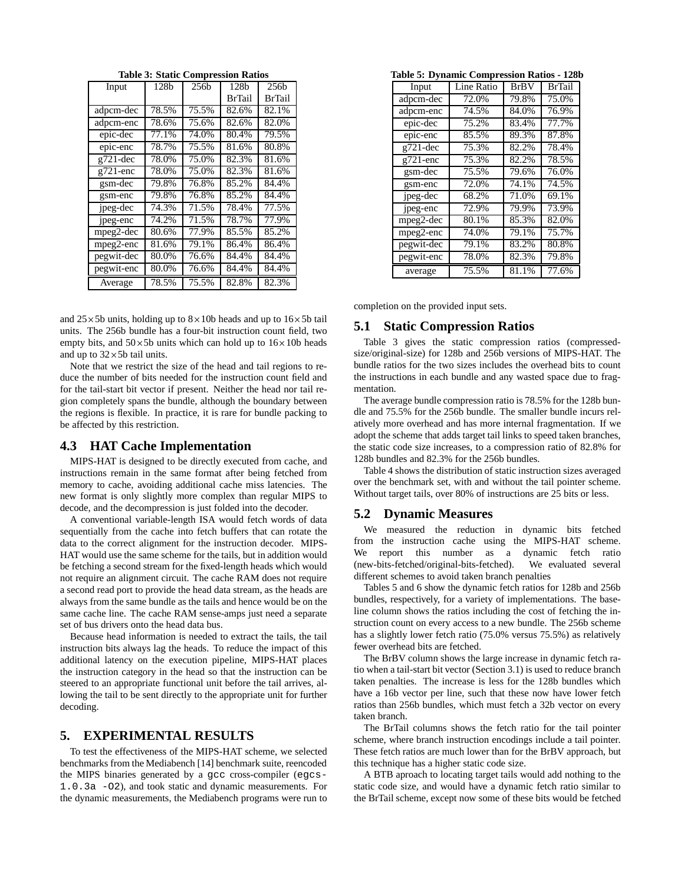**Table 3: Static Compression Ratios**

| Input | 128b | 256b | 128b BrTail | 256b BrTail |
|---|---|---|---|---|
| adpcm-dec | 78.5% | 75.5% | 82.6% | 82.1% |
| adpcm-enc | 78.6% | 75.6% | 82.6% | 82.0% |
| epic-dec | 77.1% | 74.0% | 80.4% | 79.5% |
| epic-enc | 78.7% | 75.5% | 81.6% | 80.8% |
| g721-dec | 78.0% | 75.0% | 82.3% | 81.6% |
| g721-enc | 78.0% | 75.0% | 82.3% | 81.6% |
| gsm-dec | 79.8% | 76.8% | 85.2% | 84.4% |
| gsm-enc | 79.8% | 76.8% | 85.2% | 84.4% |
| jpeg-dec | 74.3% | 71.5% | 78.4% | 77.5% |
| jpeg-enc | 74.2% | 71.5% | 78.7% | 77.9% |
| mpeg2-dec | 80.6% | 77.9% | 85.5% | 85.2% |
| mpeg2-enc | 81.6% | 79.1% | 86.4% | 86.4% |
| pegwit-dec | 80.0% | 76.6% | 84.4% | 84.4% |
| pegwit-enc | 80.0% | 76.6% | 84.4% | 84.4% |
| Average | 78.5% | 75.5% | 82.8% | 82.3% |

and $25\times5$b units, holding up to $8\times10$b heads and up to $16\times5$b tail units. The 256b bundle has a four-bit instruction count field, two empty bits, and $50\times5$b units which can hold up to $16\times10$b heads and up to $32\times5$b tail units.

Note that we restrict the size of the head and tail regions to reduce the number of bits needed for the instruction count field and for the tail-start bit vector if present. Neither the head nor tail region completely spans the bundle, although the boundary between the regions is flexible. In practice, it is rare for bundle packing to be affected by this restriction.

## 4.3 HAT Cache Implementation

MIPS-HAT is designed to be directly executed from cache, and instructions remain in the same format after being fetched from memory to cache, avoiding additional cache miss latencies. The new format is only slightly more complex than regular MIPS to decode, and the decompression is just folded into the decoder.

A conventional variable-length ISA would fetch words of data sequentially from the cache into fetch buffers that can rotate the data to the correct alignment for the instruction decoder. MIPS-HAT would use the same scheme for the tails, but in addition would be fetching a second stream for the fixed-length heads which would not require an alignment circuit. The cache RAM does not require a second read port to provide the head data stream, as the heads are always from the same bundle as the tails and hence would be on the same cache line. The cache RAM sense-amps just need a separate set of bus drivers onto the head data bus.

Because head information is needed to extract the tails, the tail instruction bits always lag the heads. To reduce the impact of this additional latency on the execution pipeline, MIPS-HAT places the instruction category in the head so that the instruction can be steered to an appropriate functional unit before the tail arrives, allowing the tail to be sent directly to the appropriate unit for further decoding.

# 5. EXPERIMENTAL RESULTS

To test the effectiveness of the MIPS-HAT scheme, we selected benchmarks from the Mediabench [14] benchmark suite, reencoded the MIPS binaries generated by a `gcc` cross-compiler (`egcs-1.0.3a -O2`), and took static and dynamic measurements. For the dynamic measurements, the Mediabench programs were run to completion on the provided input sets.

**Table 5: Dynamic Compression Ratios - 128b**

| Input | Line Ratio | BrBV | BrTail |
|---|---|---|---|
| adpcm-dec | 72.0% | 79.8% | 75.0% |
| adpcm-enc | 74.5% | 84.0% | 76.9% |
| epic-dec | 75.2% | 83.4% | 77.7% |
| epic-enc | 85.5% | 89.3% | 87.8% |
| g721-dec | 75.3% | 82.2% | 78.4% |
| g721-enc | 75.3% | 82.2% | 78.5% |
| gsm-dec | 75.5% | 79.6% | 76.0% |
| gsm-enc | 72.0% | 74.1% | 74.5% |
| jpeg-dec | 68.2% | 71.0% | 69.1% |
| jpeg-enc | 72.9% | 79.9% | 73.9% |
| mpeg2-dec | 80.1% | 85.3% | 82.0% |
| mpeg2-enc | 74.0% | 79.1% | 75.7% |
| pegwit-dec | 79.1% | 83.2% | 80.8% |
| pegwit-enc | 78.0% | 82.3% | 79.8% |
| average | 75.5% | 81.1% | 77.6% |

## 5.1 Static Compression Ratios

Table 3 gives the static compression ratios (compressed-size/original-size) for 128b and 256b versions of MIPS-HAT. The bundle ratios for the two sizes includes the overhead bits to count the instructions in each bundle and any wasted space due to fragmentation.

The average bundle compression ratio is 78.5% for the 128b bundle and 75.5% for the 256b bundle. The smaller bundle incurs relatively more overhead and has more internal fragmentation. If we adopt the scheme that adds target tail links to speed taken branches, the static code size increases, to a compression ratio of 82.8% for 128b bundles and 82.3% for the 256b bundles.

Table 4 shows the distribution of static instruction sizes averaged over the benchmark set, with and without the tail pointer scheme. Without target tails, over 80% of instructions are 25 bits or less.

## 5.2 Dynamic Measures

We measured the reduction in dynamic bits fetched from the instruction cache using the MIPS-HAT scheme. We report this number as a dynamic fetch ratio (new-bits-fetched/original-bits-fetched). We evaluated several different schemes to avoid taken branch penalties

Tables 5 and 6 show the dynamic fetch ratios for 128b and 256b bundles, respectively, for a variety of implementations. The baseline column shows the ratios including the cost of fetching the instruction count on every access to a new bundle. The 256b scheme has a slightly lower fetch ratio (75.0% versus 75.5%) as relatively fewer overhead bits are fetched.

The BrBV column shows the large increase in dynamic fetch ratio when a tail-start bit vector (Section 3.1) is used to reduce branch taken penalties. The increase is less for the 128b bundles which have a 16b vector per line, such that these now have lower fetch ratios than 256b bundles, which must fetch a 32b vector on every taken branch.

The BrTail columns shows the fetch ratio for the tail pointer scheme, where branch instruction encodings include a tail pointer. These fetch ratios are much lower than for the BrBV approach, but this technique has a higher static code size.

A BTB aproach to locating target tails would add nothing to the static code size, and would have a dynamic fetch ratio similar to the BrTail scheme, except now some of these bits would be fetched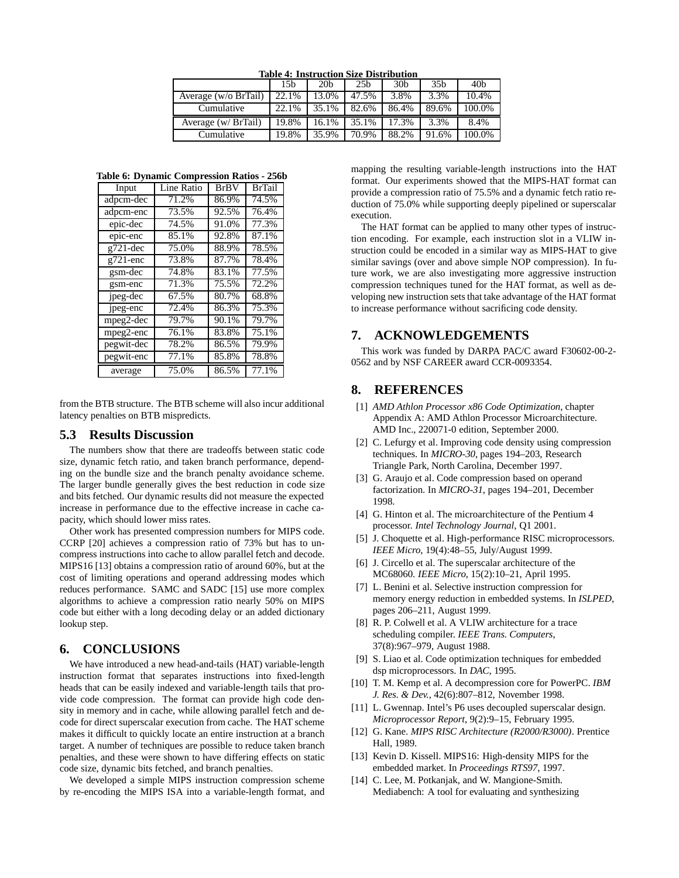**Table 4: Instruction Size Distribution**

| | 15b | 20b | 25b | 30b | 35b | 40b |
|---|---|---|---|---|---|---|
| Average (w/o BrTail) | 22.1% | 13.0% | 47.5% | 3.8% | 3.3% | 10.4% |
| Cumulative | 22.1% | 35.1% | 82.6% | 86.4% | 89.6% | 100.0% |
| Average (w/ BrTail) | 19.8% | 16.1% | 35.1% | 17.3% | 3.3% | 8.4% |
| Cumulative | 19.8% | 35.9% | 70.9% | 88.2% | 91.6% | 100.0% |

**Table 6: Dynamic Compression Ratios - 256b**

| Input | Line Ratio | BrBV | BrTail |
|---|---|---|---|
| adpcm-dec | 71.2% | 86.9% | 74.5% |
| adpcm-enc | 73.5% | 92.5% | 76.4% |
| epic-dec | 74.5% | 91.0% | 77.3% |
| epic-enc | 85.1% | 92.8% | 87.1% |
| g721-dec | 75.0% | 88.9% | 78.5% |
| g721-enc | 73.8% | 87.7% | 78.4% |
| gsm-dec | 74.8% | 83.1% | 77.5% |
| gsm-enc | 71.3% | 75.5% | 72.2% |
| jpeg-dec | 67.5% | 80.7% | 68.8% |
| jpeg-enc | 72.4% | 86.3% | 75.3% |
| mpeg2-dec | 79.7% | 90.1% | 79.7% |
| mpeg2-enc | 76.1% | 83.8% | 75.1% |
| pegwit-dec | 78.2% | 86.5% | 79.9% |
| pegwit-enc | 77.1% | 85.8% | 78.8% |
| average | 75.0% | 86.5% | 77.1% |

from the BTB structure. The BTB scheme will also incur additional latency penalties on BTB mispredicts.

### 5.3 Results Discussion

The numbers show that there are tradeoffs between static code size, dynamic fetch ratio, and taken branch performance, depending on the bundle size and the branch penalty avoidance scheme. The larger bundle generally gives the best reduction in code size and bits fetched. Our dynamic results did not measure the expected increase in performance due to the effective increase in cache capacity, which should lower miss rates.

Other work has presented compression numbers for MIPS code. CCRP [20] achieves a compression ratio of 73% but has to uncompress instructions into cache to allow parallel fetch and decode. MIPS16 [13] obtains a compression ratio of around 60%, but at the cost of limiting operations and operand addressing modes which reduces performance. SAMC and SADC [15] use more complex algorithms to achieve a compression ratio nearly 50% on MIPS code but either with a long decoding delay or an added dictionary lookup step.

## 6. CONCLUSIONS

We have introduced a new head-and-tails (HAT) variable-length instruction format that separates instructions into fixed-length heads that can be easily indexed and variable-length tails that provide code compression. The format can provide high code density in memory and in cache, while allowing parallel fetch and decode for direct superscalar execution from cache. The HAT scheme makes it difficult to quickly locate an entire instruction at a branch target. A number of techniques are possible to reduce taken branch penalties, and these were shown to have differing effects on static code size, dynamic bits fetched, and branch penalties.

We developed a simple MIPS instruction compression scheme by re-encoding the MIPS ISA into a variable-length format, and mapping the resulting variable-length instructions into the HAT format. Our experiments showed that the MIPS-HAT format can provide a compression ratio of 75.5% and a dynamic fetch ratio reduction of 75.0% while supporting deeply pipelined or superscalar execution.

The HAT format can be applied to many other types of instruction encoding. For example, each instruction slot in a VLIW instruction could be encoded in a similar way as MIPS-HAT to give similar savings (over and above simple NOP compression). In future work, we are also investigating more aggressive instruction compression techniques tuned for the HAT format, as well as developing new instruction sets that take advantage of the HAT format to increase performance without sacrificing code density.

## 7. ACKNOWLEDGEMENTS

This work was funded by DARPA PAC/C award F30602-00-2-0562 and by NSF CAREER award CCR-0093354.

## 8. REFERENCES

[1] *AMD Athlon Processor x86 Code Optimization*, chapter Appendix A: AMD Athlon Processor Microarchitecture. AMD Inc., 220071-0 edition, September 2000.

[2] C. Lefurgy et al. Improving code density using compression techniques. In *MICRO-30*, pages 194–203, Research Triangle Park, North Carolina, December 1997.

[3] G. Araujo et al. Code compression based on operand factorization. In *MICRO-31*, pages 194–201, December 1998.

[4] G. Hinton et al. The microarchitecture of the Pentium 4 processor. *Intel Technology Journal*, Q1 2001.

[5] J. Choquette et al. High-performance RISC microprocessors. *IEEE Micro*, 19(4):48–55, July/August 1999.

[6] J. Circello et al. The superscalar architecture of the MC68060. *IEEE Micro*, 15(2):10–21, April 1995.

[7] L. Benini et al. Selective instruction compression for memory energy reduction in embedded systems. In *ISLPED*, pages 206–211, August 1999.

[8] R. P. Colwell et al. A VLIW architecture for a trace scheduling compiler. *IEEE Trans. Computers*, 37(8):967–979, August 1988.

[9] S. Liao et al. Code optimization techniques for embedded dsp microprocessors. In *DAC*, 1995.

[10] T. M. Kemp et al. A decompression core for PowerPC. *IBM J. Res. & Dev.*, 42(6):807–812, November 1998.

[11] L. Gwennap. Intel's P6 uses decoupled superscalar design. *Microprocessor Report*, 9(2):9–15, February 1995.

[12] G. Kane. *MIPS RISC Architecture (R2000/R3000)*. Prentice Hall, 1989.

[13] Kevin D. Kissell. MIPS16: High-density MIPS for the embedded market. In *Proceedings RTS97*, 1997.

[14] C. Lee, M. Potkanjak, and W. Mangione-Smith. Mediabench: A tool for evaluating and synthesizing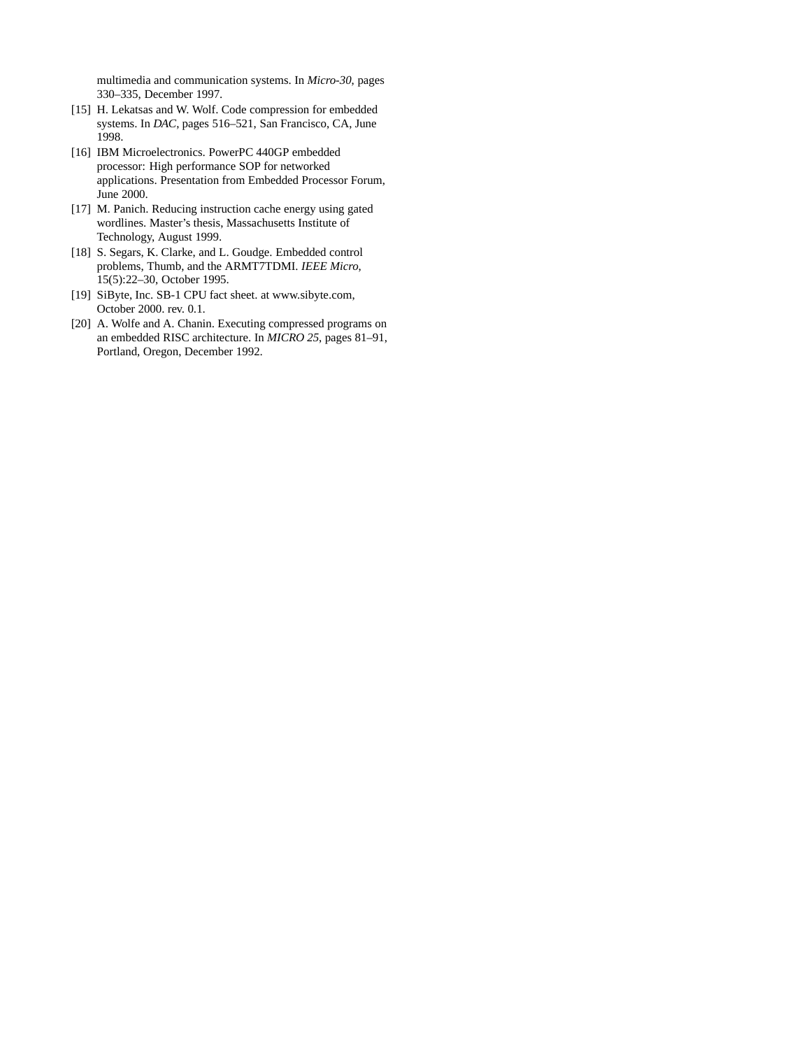multimedia and communication systems. In *Micro-30*, pages 330–335, December 1997.

[15] H. Lekatsas and W. Wolf. Code compression for embedded systems. In *DAC*, pages 516–521, San Francisco, CA, June 1998.

[16] IBM Microelectronics. PowerPC 440GP embedded processor: High performance SOP for networked applications. Presentation from Embedded Processor Forum, June 2000.

[17] M. Panich. Reducing instruction cache energy using gated wordlines. Master's thesis, Massachusetts Institute of Technology, August 1999.

[18] S. Segars, K. Clarke, and L. Goudge. Embedded control problems, Thumb, and the ARMT7TDMI. *IEEE Micro*, 15(5):22–30, October 1995.

[19] SiByte, Inc. SB-1 CPU fact sheet. at www.sibyte.com, October 2000. rev. 0.1.

[20] A. Wolfe and A. Chanin. Executing compressed programs on an embedded RISC architecture. In *MICRO 25*, pages 81–91, Portland, Oregon, December 1992.